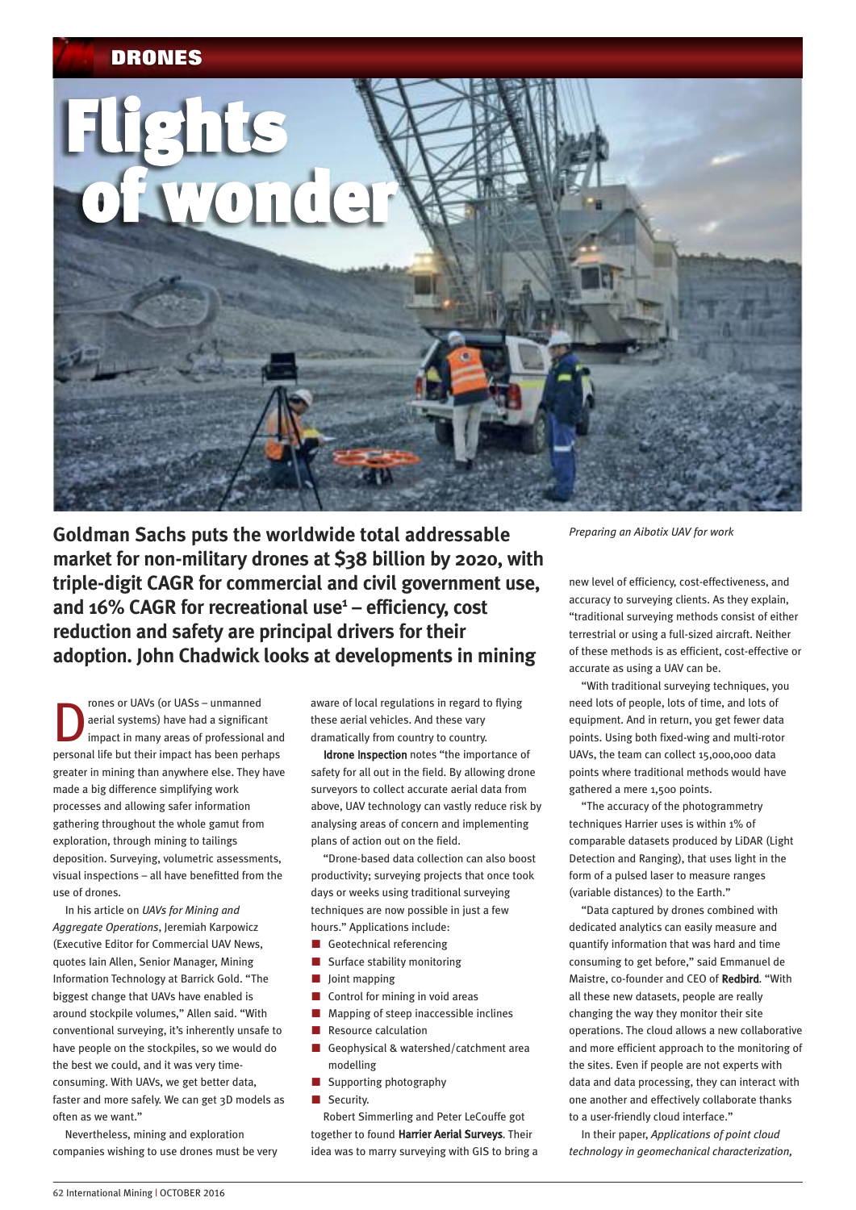# Flights of wonder

*Preparing an Aibotix UAV for work*

**Goldman Sachs puts the worldwide total addressable market for non-military drones at $38 billion by 2020, with triple-digit CAGR for commercial and civil government use, and 16% CAGR for recreational use[1] – efficiency, cost reduction and safety are principal drivers for their adoption. John Chadwick looks at developments in mining**

Drones or UAVs (or UASs – unmanned aerial systems) have had a significant impact in many areas of professional and personal life but their impact has been perhaps greater in mining than anywhere else. They have made a big difference simplifying work processes and allowing safer information gathering throughout the whole gamut from exploration, through mining to tailings deposition. Surveying, volumetric assessments, visual inspections – all have benefitted from the use of drones.

In his article on *UAVs for Mining and Aggregate Operations*, Jeremiah Karpowicz (Executive Editor for Commercial UAV News, quotes Iain Allen, Senior Manager, Mining Information Technology at Barrick Gold. "The biggest change that UAVs have enabled is around stockpile volumes," Allen said. "With conventional surveying, it's inherently unsafe to have people on the stockpiles, so we would do the best we could, and it was very time-consuming. With UAVs, we get better data, faster and more safely. We can get 3D models as often as we want."

Nevertheless, mining and exploration companies wishing to use drones must be very aware of local regulations in regard to flying these aerial vehicles. And these vary dramatically from country to country.

**Idrone Inspection** notes "the importance of safety for all out in the field. By allowing drone surveyors to collect accurate aerial data from above, UAV technology can vastly reduce risk by analysing areas of concern and implementing plans of action out on the field.

"Drone-based data collection can also boost productivity; surveying projects that once took days or weeks using traditional surveying techniques are now possible in just a few hours." Applications include:

- Geotechnical referencing
- Surface stability monitoring
- Joint mapping
- Control for mining in void areas
- Mapping of steep inaccessible inclines
- Resource calculation
- Geophysical & watershed/catchment area modelling
- Supporting photography
- Security.

Robert Simmerling and Peter LeCouffe got together to found **Harrier Aerial Surveys**. Their idea was to marry surveying with GIS to bring a new level of efficiency, cost-effectiveness, and accuracy to surveying clients. As they explain, "traditional surveying methods consist of either terrestrial or using a full-sized aircraft. Neither of these methods is as efficient, cost-effective or accurate as using a UAV can be.

"With traditional surveying techniques, you need lots of people, lots of time, and lots of equipment. And in return, you get fewer data points. Using both fixed-wing and multi-rotor UAVs, the team can collect 15,000,000 data points where traditional methods would have gathered a mere 1,500 points.

"The accuracy of the photogrammetry techniques Harrier uses is within 1% of comparable datasets produced by LiDAR (Light Detection and Ranging), that uses light in the form of a pulsed laser to measure ranges (variable distances) to the Earth."

"Data captured by drones combined with dedicated analytics can easily measure and quantify information that was hard and time consuming to get before," said Emmanuel de Maistre, co-founder and CEO of **Redbird**. "With all these new datasets, people are really changing the way they monitor their site operations. The cloud allows a new collaborative and more efficient approach to the monitoring of the sites. Even if people are not experts with data and data processing, they can interact with one another and effectively collaborate thanks to a user-friendly cloud interface."

In their paper, *Applications of point cloud technology in geomechanical characterization,*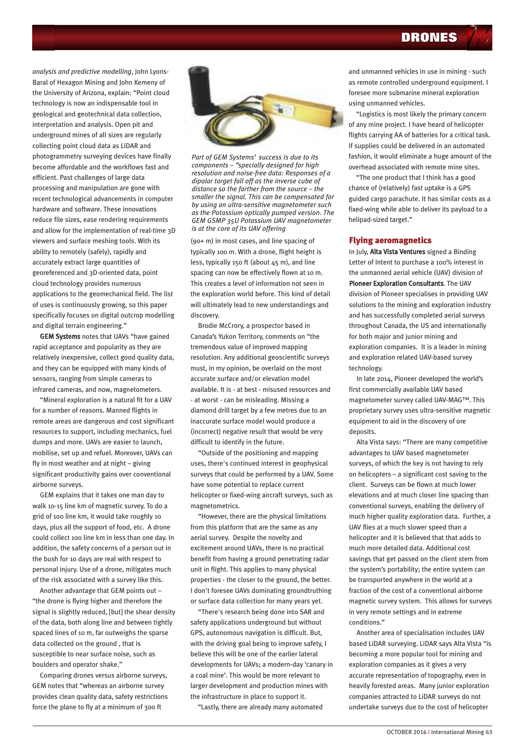*analysis and predictive modelling*, John Lyons-Baral of Hexagon Mining and John Kemeny of the University of Arizona, explain: "Point cloud technology is now an indispensable tool in geological and geotechnical data collection, interpretation and analysis. Open pit and underground mines of all sizes are regularly collecting point cloud data as LiDAR and photogrammetry surveying devices have finally become affordable and the workflows fast and efficient. Past challenges of large data processing and manipulation are gone with recent technological advancements in computer hardware and software. These innovations reduce file sizes, ease rendering requirements and allow for the implementation of real-time 3D viewers and surface meshing tools. With its ability to remotely (safely), rapidly and accurately extract large quantities of georeferenced and 3D-oriented data, point cloud technology provides numerous applications to the geomechanical field. The list of uses is continuously growing, so this paper specifically focuses on digital outcrop modelling and digital terrain engineering."

**GEM Systems** notes that UAVs "have gained rapid acceptance and popularity as they are relatively inexpensive, collect good quality data, and they can be equipped with many kinds of sensors, ranging from simple cameras to infrared cameras, and now, magnetometers.

"Mineral exploration is a natural fit for a UAV for a number of reasons. Manned flights in remote areas are dangerous and cost significant resources to support, including mechanics, fuel dumps and more. UAVs are easier to launch, mobilise, set up and refuel. Moreover, UAVs can fly in most weather and at night – giving significant productivity gains over conventional airborne surveys.

GEM explains that it takes one man day to walk 10-15 line km of magnetic survey. To do a grid of 100 line km, it would take roughly 10 days, plus all the support of food, etc. A drone could collect 100 line km in less than one day. In addition, the safety concerns of a person out in the bush for 10 days are real with respect to personal injury. Use of a drone, mitigates much of the risk associated with a survey like this.

Another advantage that GEM points out – "the drone is flying higher and therefore the signal is slightly reduced, [but] the shear density of the data, both along line and between tightly spaced lines of 10 m, far outweighs the sparse data collected on the ground , that is susceptible to near surface noise, such as boulders and operator shake."

Comparing drones versus airborne surveys, GEM notes that "whereas an airborne survey provides clean quality data, safety restrictions force the plane to fly at a minimum of 300 ft (90+ m) in most cases, and line spacing of typically 100 m. With a drone, flight height is less, typically 150 ft (about 45 m), and line spacing can now be effectively flown at 10 m. This creates a level of information not seen in the exploration world before. This kind of detail will ultimately lead to new understandings and discovery.

*Part of GEM Systems' success is due to its components – "specially designed for high resolution and noise-free data: Responses of a dipolar target fall off as the inverse cube of distance so the farther from the source – the smaller the signal. This can be compensated for by using an ultra-sensitive magnetometer such as the Potassium optically pumped version. The GEM GSMP 35U Potassium UAV magnetometer is at the core of its UAV offering*

Brodie McCrory, a prospector based in Canada's Yukon Territory, comments on "the tremendous value of improved mapping resolution. Any additional geoscientific surveys must, in my opinion, be overlaid on the most accurate surface and/or elevation model available. It is - at best - misused resources and - at worst - can be misleading. Missing a diamond drill target by a few metres due to an inaccurate surface model would produce a (incorrect) negative result that would be very difficult to identify in the future.

"Outside of the positioning and mapping uses, there's continued interest in geophysical surveys that could be performed by a UAV. Some have some potential to replace current helicopter or fixed-wing aircraft surveys, such as magnetometrics.

"However, there are the physical limitations from this platform that are the same as any aerial survey. Despite the novelty and excitement around UAVs, there is no practical benefit from having a ground penetrating radar unit in flight. This applies to many physical properties - the closer to the ground, the better. I don't foresee UAVs dominating groundtruthing or surface data collection for many years yet.

"There's research being done into SAR and safety applications underground but without GPS, autonomous navigation is difficult. But, with the driving goal being to improve safety, I believe this will be one of the earlier lateral developments for UAVs; a modern-day 'canary in a coal mine'. This would be more relevant to larger development and production mines with the infrastructure in place to support it.

"Lastly, there are already many automated and unmanned vehicles in use in mining - such as remote controlled underground equipment. I foresee more submarine mineral exploration using unmanned vehicles.

"Logistics is most likely the primary concern of any mine project. I have heard of helicopter flights carrying AA of batteries for a critical task. If supplies could be delivered in an automated fashion, it would eliminate a huge amount of the overhead associated with remote mine sites.

"The one product that I think has a good chance of (relatively) fast uptake is a GPS guided cargo parachute. It has similar costs as a fixed-wing while able to deliver its payload to a helipad-sized target."

## Flying aeromagnetics

In July, **Alta Vista Ventures** signed a Binding Letter of Intent to purchase a 100% interest in the unmanned aerial vehicle (UAV) division of **Pioneer Exploration Consultants**. The UAV division of Pioneer specialises in providing UAV solutions to the mining and exploration industry and has successfully completed aerial surveys throughout Canada, the US and internationally for both major and junior mining and exploration companies. It is a leader in mining and exploration related UAV-based survey technology.

In late 2014, Pioneer developed the world's first commercially available UAV based magnetometer survey called UAV-MAG™. This proprietary survey uses ultra-sensitive magnetic equipment to aid in the discovery of ore deposits.

Alta Vista says: "There are many competitive advantages to UAV based magnetometer surveys, of which the key is not having to rely on helicopters – a significant cost saving to the client. Surveys can be flown at much lower elevations and at much closer line spacing than conventional surveys, enabling the delivery of much higher quality exploration data. Further, a UAV flies at a much slower speed than a helicopter and it is believed that that adds to much more detailed data. Additional cost savings that get passed on the client stem from the system's portability; the entire system can be transported anywhere in the world at a fraction of the cost of a conventional airborne magnetic survey system. This allows for surveys in very remote settings and in extreme conditions."

Another area of specialisation includes UAV based LiDAR surveying. LiDAR says Alta Vista "is becoming a more popular tool for mining and exploration companies as it gives a very accurate representation of topography, even in heavily forested areas. Many junior exploration companies attracted to LiDAR surveys do not undertake surveys due to the cost of helicopter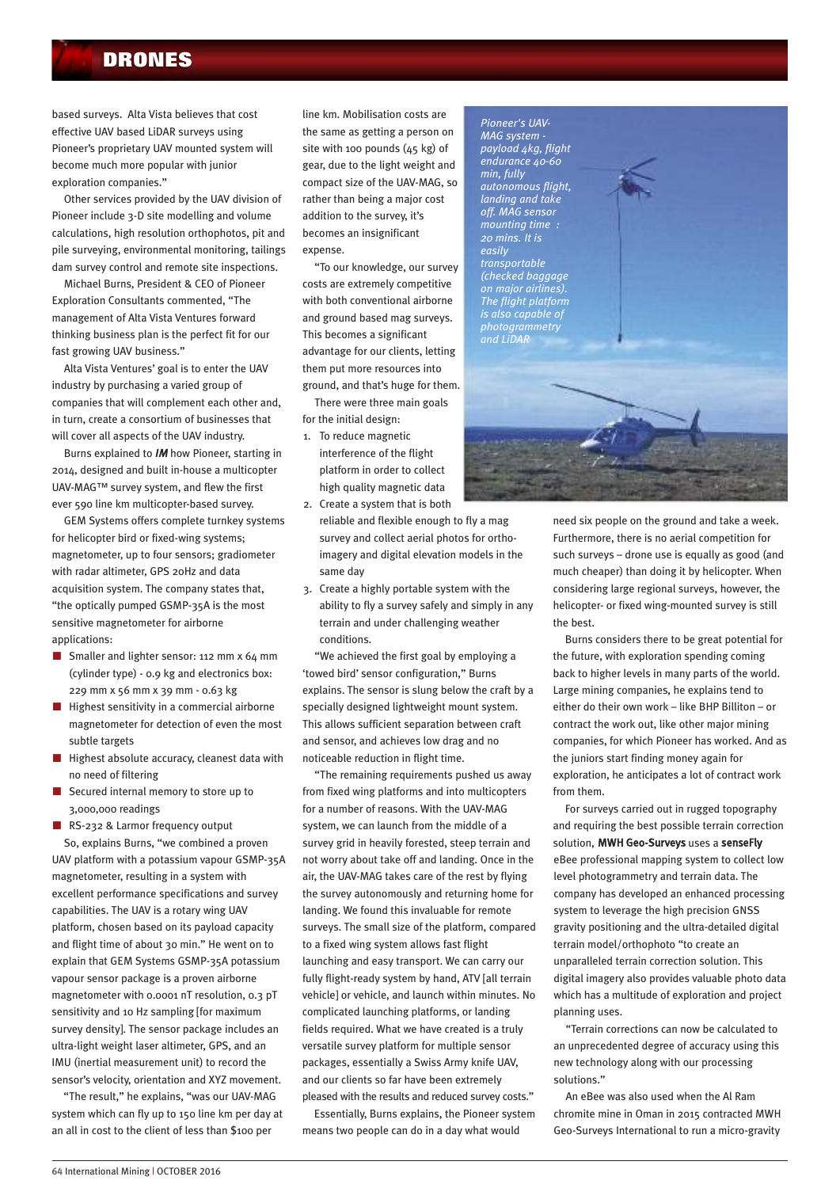based surveys. Alta Vista believes that cost effective UAV based LiDAR surveys using Pioneer's proprietary UAV mounted system will become much more popular with junior exploration companies."

Other services provided by the UAV division of Pioneer include 3-D site modelling and volume calculations, high resolution orthophotos, pit and pile surveying, environmental monitoring, tailings dam survey control and remote site inspections.

Michael Burns, President & CEO of Pioneer Exploration Consultants commented, "The management of Alta Vista Ventures forward thinking business plan is the perfect fit for our fast growing UAV business."

Alta Vista Ventures' goal is to enter the UAV industry by purchasing a varied group of companies that will complement each other and, in turn, create a consortium of businesses that will cover all aspects of the UAV industry.

Burns explained to ***IM*** how Pioneer, starting in 2014, designed and built in-house a multicopter UAV-MAG™ survey system, and flew the first ever 590 line km multicopter-based survey.

GEM Systems offers complete turnkey systems for helicopter bird or fixed-wing systems; magnetometer, up to four sensors; gradiometer with radar altimeter, GPS 20Hz and data acquisition system. The company states that, "the optically pumped GSMP-35A is the most sensitive magnetometer for airborne applications:

- Smaller and lighter sensor: 112 mm x 64 mm (cylinder type) - 0.9 kg and electronics box: 229 mm x 56 mm x 39 mm - 0.63 kg
- Highest sensitivity in a commercial airborne magnetometer for detection of even the most subtle targets
- Highest absolute accuracy, cleanest data with no need of filtering
- Secured internal memory to store up to 3,000,000 readings
- RS-232 & Larmor frequency output

So, explains Burns, "we combined a proven UAV platform with a potassium vapour GSMP-35A magnetometer, resulting in a system with excellent performance specifications and survey capabilities. The UAV is a rotary wing UAV platform, chosen based on its payload capacity and flight time of about 30 min." He went on to explain that GEM Systems GSMP-35A potassium vapour sensor package is a proven airborne magnetometer with 0.0001 nT resolution, 0.3 pT sensitivity and 10 Hz sampling [for maximum survey density]. The sensor package includes an ultra-light weight laser altimeter, GPS, and an IMU (inertial measurement unit) to record the sensor's velocity, orientation and XYZ movement.

"The result," he explains, "was our UAV-MAG system which can fly up to 150 line km per day at an all in cost to the client of less than $100 per line km. Mobilisation costs are the same as getting a person on site with 100 pounds (45 kg) of gear, due to the light weight and compact size of the UAV-MAG, so rather than being a major cost addition to the survey, it's becomes an insignificant expense.

"To our knowledge, our survey costs are extremely competitive with both conventional airborne and ground based mag surveys. This becomes a significant advantage for our clients, letting them put more resources into ground, and that's huge for them.

There were three main goals for the initial design:

1. To reduce magnetic interference of the flight platform in order to collect high quality magnetic data
2. Create a system that is both reliable and flexible enough to fly a mag survey and collect aerial photos for ortho-imagery and digital elevation models in the same day
3. Create a highly portable system with the ability to fly a survey safely and simply in any terrain and under challenging weather conditions.

"We achieved the first goal by employing a 'towed bird' sensor configuration," Burns explains. The sensor is slung below the craft by a specially designed lightweight mount system. This allows sufficient separation between craft and sensor, and achieves low drag and no noticeable reduction in flight time.

"The remaining requirements pushed us away from fixed wing platforms and into multicopters for a number of reasons. With the UAV-MAG system, we can launch from the middle of a survey grid in heavily forested, steep terrain and not worry about take off and landing. Once in the air, the UAV-MAG takes care of the rest by flying the survey autonomously and returning home for landing. We found this invaluable for remote surveys. The small size of the platform, compared to a fixed wing system allows fast flight launching and easy transport. We can carry our fully flight-ready system by hand, ATV [all terrain vehicle] or vehicle, and launch within minutes. No complicated launching platforms, or landing fields required. What we have created is a truly versatile survey platform for multiple sensor packages, essentially a Swiss Army knife UAV, and our clients so far have been extremely pleased with the results and reduced survey costs."

*Pioneer's UAV-MAG system - payload 4kg, flight endurance 40-60 min, fully autonomous flight, landing and take off. MAG sensor mounting time : 20 mins. It is easily transportable (checked baggage on major airlines). The flight platform is also capable of photogrammetry and LiDAR*

Essentially, Burns explains, the Pioneer system means two people can do in a day what would need six people on the ground and take a week. Furthermore, there is no aerial competition for such surveys – drone use is equally as good (and much cheaper) than doing it by helicopter. When considering large regional surveys, however, the helicopter- or fixed wing-mounted survey is still the best.

Burns considers there to be great potential for the future, with exploration spending coming back to higher levels in many parts of the world. Large mining companies, he explains tend to either do their own work – like BHP Billiton – or contract the work out, like other major mining companies, for which Pioneer has worked. And as the juniors start finding money again for exploration, he anticipates a lot of contract work from them.

For surveys carried out in rugged topography and requiring the best possible terrain correction solution, **MWH Geo-Surveys** uses a **senseFly** eBee professional mapping system to collect low level photogrammetry and terrain data. The company has developed an enhanced processing system to leverage the high precision GNSS gravity positioning and the ultra-detailed digital terrain model/orthophoto "to create an unparalleled terrain correction solution. This digital imagery also provides valuable photo data which has a multitude of exploration and project planning uses.

"Terrain corrections can now be calculated to an unprecedented degree of accuracy using this new technology along with our processing solutions."

An eBee was also used when the Al Ram chromite mine in Oman in 2015 contracted MWH Geo-Surveys International to run a micro-gravity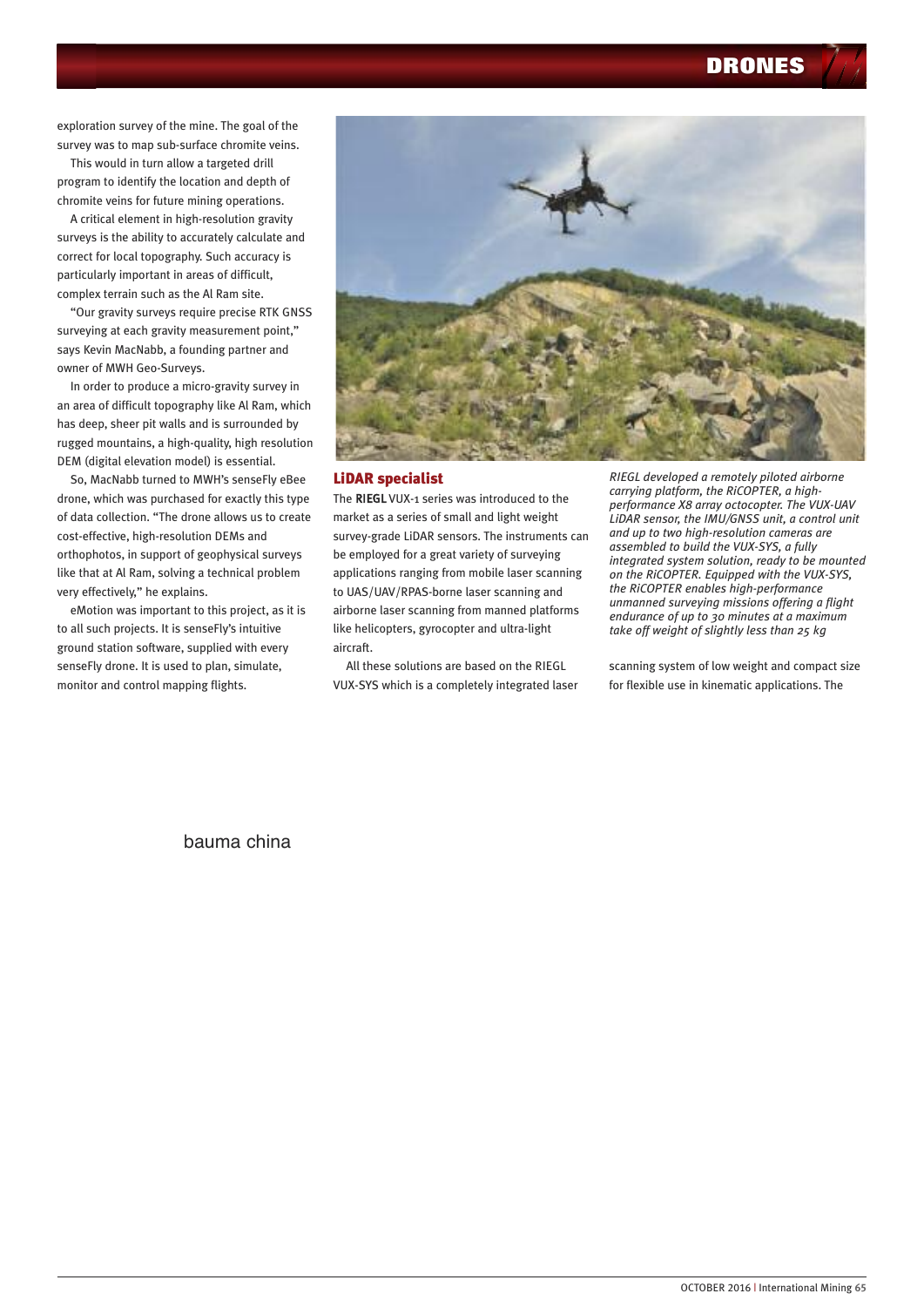exploration survey of the mine. The goal of the survey was to map sub-surface chromite veins.

This would in turn allow a targeted drill program to identify the location and depth of chromite veins for future mining operations.

A critical element in high-resolution gravity surveys is the ability to accurately calculate and correct for local topography. Such accuracy is particularly important in areas of difficult, complex terrain such as the Al Ram site.

"Our gravity surveys require precise RTK GNSS surveying at each gravity measurement point," says Kevin MacNabb, a founding partner and owner of MWH Geo-Surveys.

In order to produce a micro-gravity survey in an area of difficult topography like Al Ram, which has deep, sheer pit walls and is surrounded by rugged mountains, a high-quality, high resolution DEM (digital elevation model) is essential.

So, MacNabb turned to MWH's senseFly eBee drone, which was purchased for exactly this type of data collection. "The drone allows us to create cost-effective, high-resolution DEMs and orthophotos, in support of geophysical surveys like that at Al Ram, solving a technical problem very effectively," he explains.

eMotion was important to this project, as it is to all such projects. It is senseFly's intuitive ground station software, supplied with every senseFly drone. It is used to plan, simulate, monitor and control mapping flights.

## LiDAR specialist

The **RIEGL** VUX-1 series was introduced to the market as a series of small and light weight survey-grade LiDAR sensors. The instruments can be employed for a great variety of surveying applications ranging from mobile laser scanning to UAS/UAV/RPAS-borne laser scanning and airborne laser scanning from manned platforms like helicopters, gyrocopter and ultra-light aircraft.

All these solutions are based on the RIEGL VUX-SYS which is a completely integrated laser scanning system of low weight and compact size for flexible use in kinematic applications. The

*RIEGL developed a remotely piloted airborne carrying platform, the RiCOPTER, a high-performance X8 array octocopter. The VUX-UAV LiDAR sensor, the IMU/GNSS unit, a control unit and up to two high-resolution cameras are assembled to build the VUX-SYS, a fully integrated system solution, ready to be mounted on the RiCOPTER. Equipped with the VUX-SYS, the RiCOPTER enables high-performance unmanned surveying missions offering a flight endurance of up to 30 minutes at a maximum take off weight of slightly less than 25 kg*

bauma china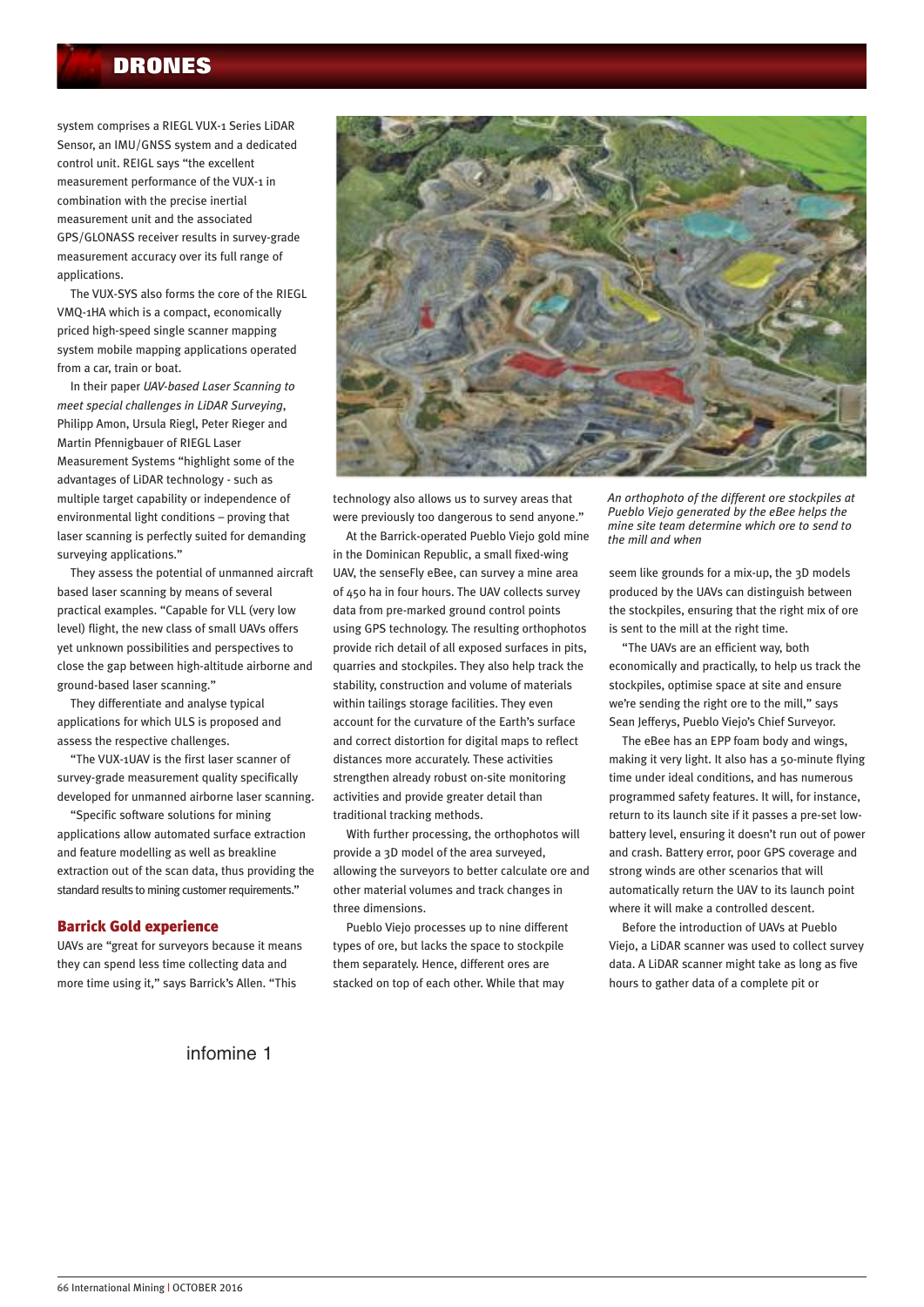system comprises a RIEGL VUX-1 Series LiDAR Sensor, an IMU/GNSS system and a dedicated control unit. REIGL says "the excellent measurement performance of the VUX-1 in combination with the precise inertial measurement unit and the associated GPS/GLONASS receiver results in survey-grade measurement accuracy over its full range of applications.

The VUX-SYS also forms the core of the RIEGL VMQ-1HA which is a compact, economically priced high-speed single scanner mapping system mobile mapping applications operated from a car, train or boat.

In their paper *UAV-based Laser Scanning to meet special challenges in LiDAR Surveying*, Philipp Amon, Ursula Riegl, Peter Rieger and Martin Pfennigbauer of RIEGL Laser Measurement Systems "highlight some of the advantages of LiDAR technology - such as multiple target capability or independence of environmental light conditions – proving that laser scanning is perfectly suited for demanding surveying applications."

They assess the potential of unmanned aircraft based laser scanning by means of several practical examples. "Capable for VLL (very low level) flight, the new class of small UAVs offers yet unknown possibilities and perspectives to close the gap between high-altitude airborne and ground-based laser scanning."

They differentiate and analyse typical applications for which ULS is proposed and assess the respective challenges.

"The VUX-1UAV is the first laser scanner of survey-grade measurement quality specifically developed for unmanned airborne laser scanning.

"Specific software solutions for mining applications allow automated surface extraction and feature modelling as well as breakline extraction out of the scan data, thus providing the standard results to mining customer requirements."

## Barrick Gold experience

UAVs are "great for surveyors because it means they can spend less time collecting data and more time using it," says Barrick's Allen. "This technology also allows us to survey areas that were previously too dangerous to send anyone."

At the Barrick-operated Pueblo Viejo gold mine in the Dominican Republic, a small fixed-wing UAV, the senseFly eBee, can survey a mine area of 450 ha in four hours. The UAV collects survey data from pre-marked ground control points using GPS technology. The resulting orthophotos provide rich detail of all exposed surfaces in pits, quarries and stockpiles. They also help track the stability, construction and volume of materials within tailings storage facilities. They even account for the curvature of the Earth's surface and correct distortion for digital maps to reflect distances more accurately. These activities strengthen already robust on-site monitoring activities and provide greater detail than traditional tracking methods.

With further processing, the orthophotos will provide a 3D model of the area surveyed, allowing the surveyors to better calculate ore and other material volumes and track changes in three dimensions.

Pueblo Viejo processes up to nine different types of ore, but lacks the space to stockpile them separately. Hence, different ores are stacked on top of each other. While that may seem like grounds for a mix-up, the 3D models produced by the UAVs can distinguish between the stockpiles, ensuring that the right mix of ore is sent to the mill at the right time.

*An orthophoto of the different ore stockpiles at Pueblo Viejo generated by the eBee helps the mine site team determine which ore to send to the mill and when*

"The UAVs are an efficient way, both economically and practically, to help us track the stockpiles, optimise space at site and ensure we're sending the right ore to the mill," says Sean Jefferys, Pueblo Viejo's Chief Surveyor.

The eBee has an EPP foam body and wings, making it very light. It also has a 50-minute flying time under ideal conditions, and has numerous programmed safety features. It will, for instance, return to its launch site if it passes a pre-set low-battery level, ensuring it doesn't run out of power and crash. Battery error, poor GPS coverage and strong winds are other scenarios that will automatically return the UAV to its launch point where it will make a controlled descent.

Before the introduction of UAVs at Pueblo Viejo, a LiDAR scanner was used to collect survey data. A LiDAR scanner might take as long as five hours to gather data of a complete pit or

infomine 1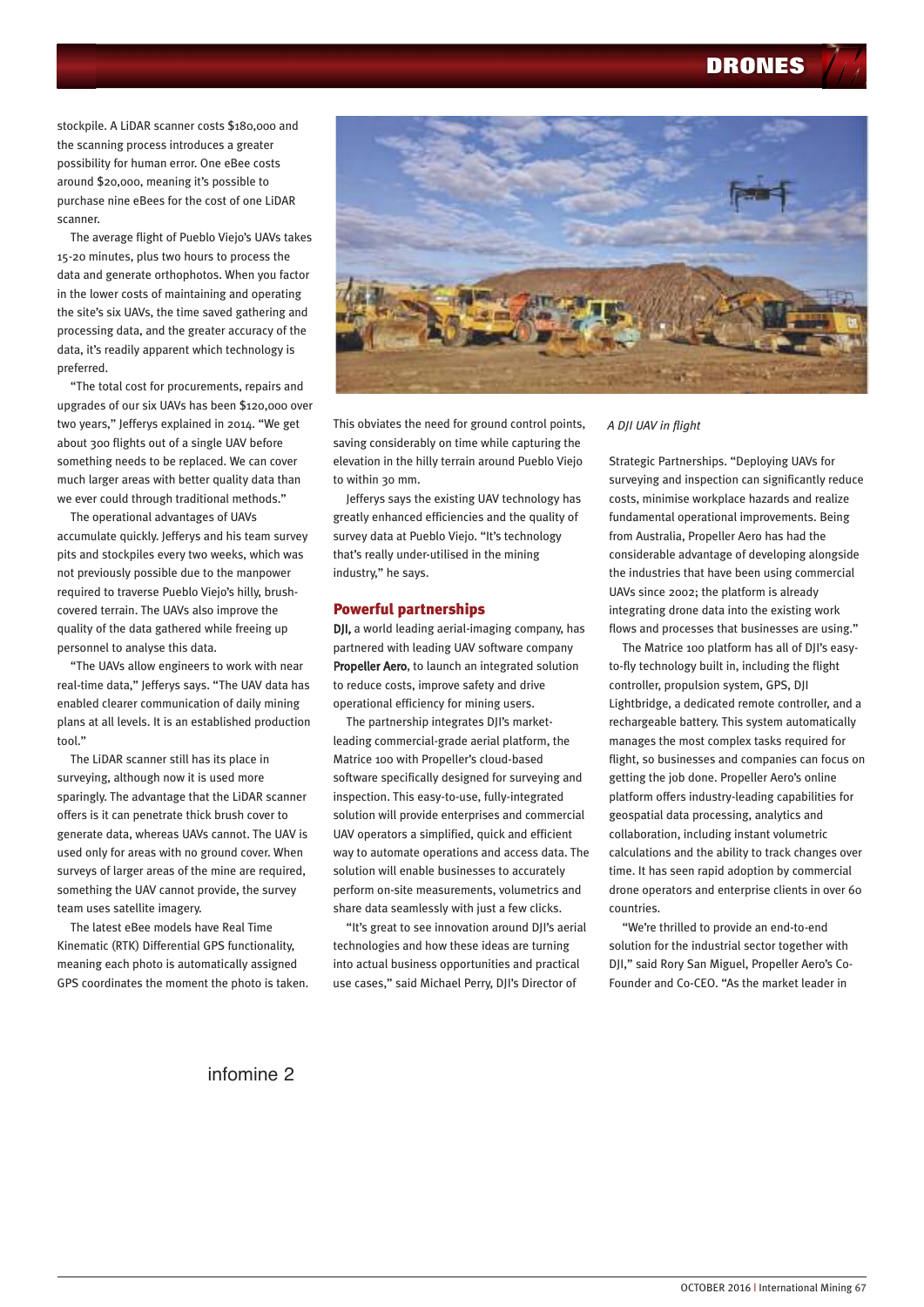stockpile. A LiDAR scanner costs $180,000 and the scanning process introduces a greater possibility for human error. One eBee costs around $20,000, meaning it's possible to purchase nine eBees for the cost of one LiDAR scanner.

The average flight of Pueblo Viejo's UAVs takes 15-20 minutes, plus two hours to process the data and generate orthophotos. When you factor in the lower costs of maintaining and operating the site's six UAVs, the time saved gathering and processing data, and the greater accuracy of the data, it's readily apparent which technology is preferred.

"The total cost for procurements, repairs and upgrades of our six UAVs has been $120,000 over two years," Jefferys explained in 2014. "We get about 300 flights out of a single UAV before something needs to be replaced. We can cover much larger areas with better quality data than we ever could through traditional methods."

The operational advantages of UAVs accumulate quickly. Jefferys and his team survey pits and stockpiles every two weeks, which was not previously possible due to the manpower required to traverse Pueblo Viejo's hilly, brush-covered terrain. The UAVs also improve the quality of the data gathered while freeing up personnel to analyse this data.

"The UAVs allow engineers to work with near real-time data," Jefferys says. "The UAV data has enabled clearer communication of daily mining plans at all levels. It is an established production tool."

The LiDAR scanner still has its place in surveying, although now it is used more sparingly. The advantage that the LiDAR scanner offers is it can penetrate thick brush cover to generate data, whereas UAVs cannot. The UAV is used only for areas with no ground cover. When surveys of larger areas of the mine are required, something the UAV cannot provide, the survey team uses satellite imagery.

The latest eBee models have Real Time Kinematic (RTK) Differential GPS functionality, meaning each photo is automatically assigned GPS coordinates the moment the photo is taken. This obviates the need for ground control points, saving considerably on time while capturing the elevation in the hilly terrain around Pueblo Viejo to within 30 mm.

Jefferys says the existing UAV technology has greatly enhanced efficiencies and the quality of survey data at Pueblo Viejo. "It's technology that's really under-utilised in the mining industry," he says.

*A DJI UAV in flight*

## Powerful partnerships

**DJI**, a world leading aerial-imaging company, has partnered with leading UAV software company **Propeller Aero**, to launch an integrated solution to reduce costs, improve safety and drive operational efficiency for mining users.

The partnership integrates DJI's market-leading commercial-grade aerial platform, the Matrice 100 with Propeller's cloud-based software specifically designed for surveying and inspection. This easy-to-use, fully-integrated solution will provide enterprises and commercial UAV operators a simplified, quick and efficient way to automate operations and access data. The solution will enable businesses to accurately perform on-site measurements, volumetrics and share data seamlessly with just a few clicks.

"It's great to see innovation around DJI's aerial technologies and how these ideas are turning into actual business opportunities and practical use cases," said Michael Perry, DJI's Director of Strategic Partnerships. "Deploying UAVs for surveying and inspection can significantly reduce costs, minimise workplace hazards and realize fundamental operational improvements. Being from Australia, Propeller Aero has had the considerable advantage of developing alongside the industries that have been using commercial UAVs since 2002; the platform is already integrating drone data into the existing work flows and processes that businesses are using."

The Matrice 100 platform has all of DJI's easy-to-fly technology built in, including the flight controller, propulsion system, GPS, DJI Lightbridge, a dedicated remote controller, and a rechargeable battery. This system automatically manages the most complex tasks required for flight, so businesses and companies can focus on getting the job done. Propeller Aero's online platform offers industry-leading capabilities for geospatial data processing, analytics and collaboration, including instant volumetric calculations and the ability to track changes over time. It has seen rapid adoption by commercial drone operators and enterprise clients in over 60 countries.

"We're thrilled to provide an end-to-end solution for the industrial sector together with DJI," said Rory San Miguel, Propeller Aero's Co-Founder and Co-CEO. "As the market leader in

infomine 2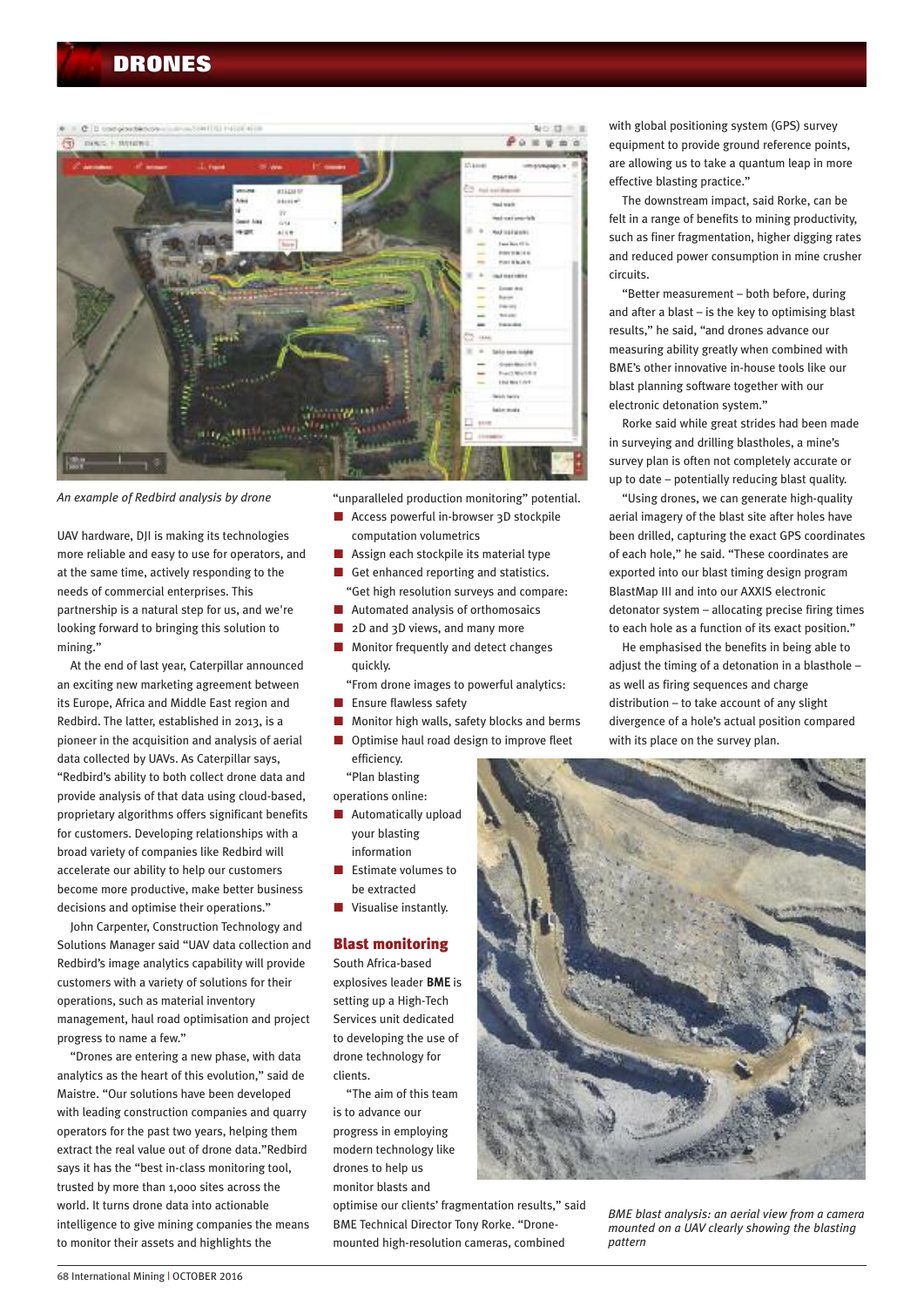*An example of Redbird analysis by drone*

UAV hardware, DJI is making its technologies more reliable and easy to use for operators, and at the same time, actively responding to the needs of commercial enterprises. This partnership is a natural step for us, and we're looking forward to bringing this solution to mining."

At the end of last year, Caterpillar announced an exciting new marketing agreement between its Europe, Africa and Middle East region and Redbird. The latter, established in 2013, is a pioneer in the acquisition and analysis of aerial data collected by UAVs. As Caterpillar says, "Redbird's ability to both collect drone data and provide analysis of that data using cloud-based, proprietary algorithms offers significant benefits for customers. Developing relationships with a broad variety of companies like Redbird will accelerate our ability to help our customers become more productive, make better business decisions and optimise their operations."

John Carpenter, Construction Technology and Solutions Manager said "UAV data collection and Redbird's image analytics capability will provide customers with a variety of solutions for their operations, such as material inventory management, haul road optimisation and project progress to name a few."

"Drones are entering a new phase, with data analytics as the heart of this evolution," said de Maistre. "Our solutions have been developed with leading construction companies and quarry operators for the past two years, helping them extract the real value out of drone data."Redbird says it has the "best in-class monitoring tool, trusted by more than 1,000 sites across the world. It turns drone data into actionable intelligence to give mining companies the means to monitor their assets and highlights the "unparalleled production monitoring" potential.

- Access powerful in-browser 3D stockpile computation volumetrics
- Assign each stockpile its material type
- Get enhanced reporting and statistics.

"Get high resolution surveys and compare:

- Automated analysis of orthomosaics
- 2D and 3D views, and many more
- Monitor frequently and detect changes quickly.

"From drone images to powerful analytics:

- Ensure flawless safety
- Monitor high walls, safety blocks and berms
- Optimise haul road design to improve fleet efficiency.

"Plan blasting operations online:

- Automatically upload your blasting information
- Estimate volumes to be extracted
- Visualise instantly.

## Blast monitoring

South Africa-based explosives leader **BME** is setting up a High-Tech Services unit dedicated to developing the use of drone technology for clients.

"The aim of this team is to advance our progress in employing modern technology like drones to help us monitor blasts and optimise our clients' fragmentation results," said BME Technical Director Tony Rorke. "Drone-mounted high-resolution cameras, combined with global positioning system (GPS) survey equipment to provide ground reference points, are allowing us to take a quantum leap in more effective blasting practice."

The downstream impact, said Rorke, can be felt in a range of benefits to mining productivity, such as finer fragmentation, higher digging rates and reduced power consumption in mine crusher circuits.

"Better measurement – both before, during and after a blast – is the key to optimising blast results," he said, "and drones advance our measuring ability greatly when combined with BME's other innovative in-house tools like our blast planning software together with our electronic detonation system."

Rorke said while great strides had been made in surveying and drilling blastholes, a mine's survey plan is often not completely accurate or up to date – potentially reducing blast quality.

"Using drones, we can generate high-quality aerial imagery of the blast site after holes have been drilled, capturing the exact GPS coordinates of each hole," he said. "These coordinates are exported into our blast timing design program BlastMap III and into our AXXIS electronic detonator system – allocating precise firing times to each hole as a function of its exact position."

He emphasised the benefits in being able to adjust the timing of a detonation in a blasthole – as well as firing sequences and charge distribution – to take account of any slight divergence of a hole's actual position compared with its place on the survey plan.

*BME blast analysis: an aerial view from a camera mounted on a UAV clearly showing the blasting pattern*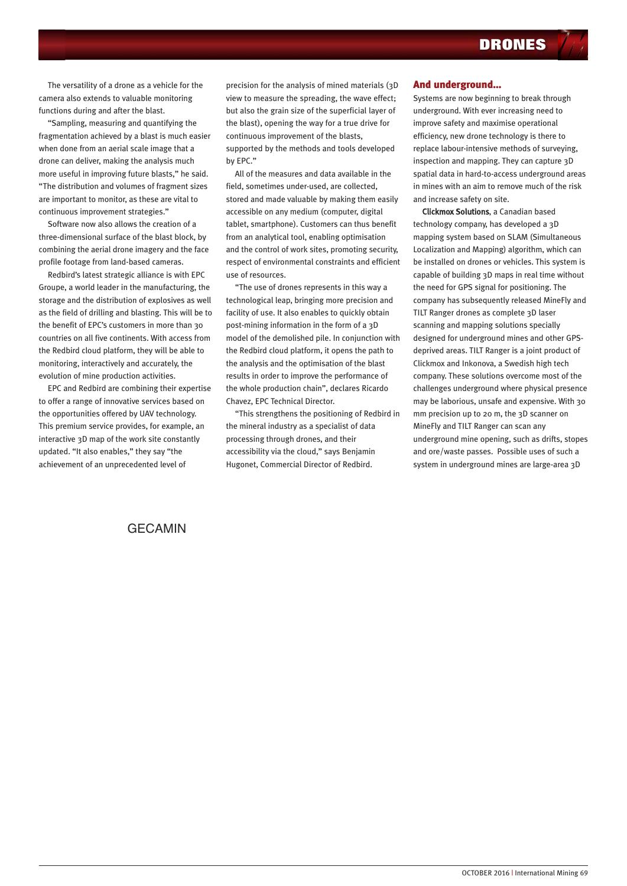The versatility of a drone as a vehicle for the camera also extends to valuable monitoring functions during and after the blast.

"Sampling, measuring and quantifying the fragmentation achieved by a blast is much easier when done from an aerial scale image that a drone can deliver, making the analysis much more useful in improving future blasts," he said. "The distribution and volumes of fragment sizes are important to monitor, as these are vital to continuous improvement strategies."

Software now also allows the creation of a three-dimensional surface of the blast block, by combining the aerial drone imagery and the face profile footage from land-based cameras.

Redbird's latest strategic alliance is with EPC Groupe, a world leader in the manufacturing, the storage and the distribution of explosives as well as the field of drilling and blasting. This will be to the benefit of EPC's customers in more than 30 countries on all five continents. With access from the Redbird cloud platform, they will be able to monitoring, interactively and accurately, the evolution of mine production activities.

EPC and Redbird are combining their expertise to offer a range of innovative services based on the opportunities offered by UAV technology. This premium service provides, for example, an interactive 3D map of the work site constantly updated. "It also enables," they say "the achievement of an unprecedented level of precision for the analysis of mined materials (3D view to measure the spreading, the wave effect; but also the grain size of the superficial layer of the blast), opening the way for a true drive for continuous improvement of the blasts, supported by the methods and tools developed by EPC."

All of the measures and data available in the field, sometimes under-used, are collected, stored and made valuable by making them easily accessible on any medium (computer, digital tablet, smartphone). Customers can thus benefit from an analytical tool, enabling optimisation and the control of work sites, promoting security, respect of environmental constraints and efficient use of resources.

"The use of drones represents in this way a technological leap, bringing more precision and facility of use. It also enables to quickly obtain post-mining information in the form of a 3D model of the demolished pile. In conjunction with the Redbird cloud platform, it opens the path to the analysis and the optimisation of the blast results in order to improve the performance of the whole production chain", declares Ricardo Chavez, EPC Technical Director.

"This strengthens the positioning of Redbird in the mineral industry as a specialist of data processing through drones, and their accessibility via the cloud," says Benjamin Hugonet, Commercial Director of Redbird.

## And underground...

Systems are now beginning to break through underground. With ever increasing need to improve safety and maximise operational efficiency, new drone technology is there to replace labour-intensive methods of surveying, inspection and mapping. They can capture 3D spatial data in hard-to-access underground areas in mines with an aim to remove much of the risk and increase safety on site.

**Clickmox Solutions**, a Canadian based technology company, has developed a 3D mapping system based on SLAM (Simultaneous Localization and Mapping) algorithm, which can be installed on drones or vehicles. This system is capable of building 3D maps in real time without the need for GPS signal for positioning. The company has subsequently released MineFly and TILT Ranger drones as complete 3D laser scanning and mapping solutions specially designed for underground mines and other GPS-deprived areas. TILT Ranger is a joint product of Clickmox and Inkonova, a Swedish high tech company. These solutions overcome most of the challenges underground where physical presence may be laborious, unsafe and expensive. With 30 mm precision up to 20 m, the 3D scanner on MineFly and TILT Ranger can scan any underground mine opening, such as drifts, stopes and ore/waste passes. Possible uses of such a system in underground mines are large-area 3D

GECAMIN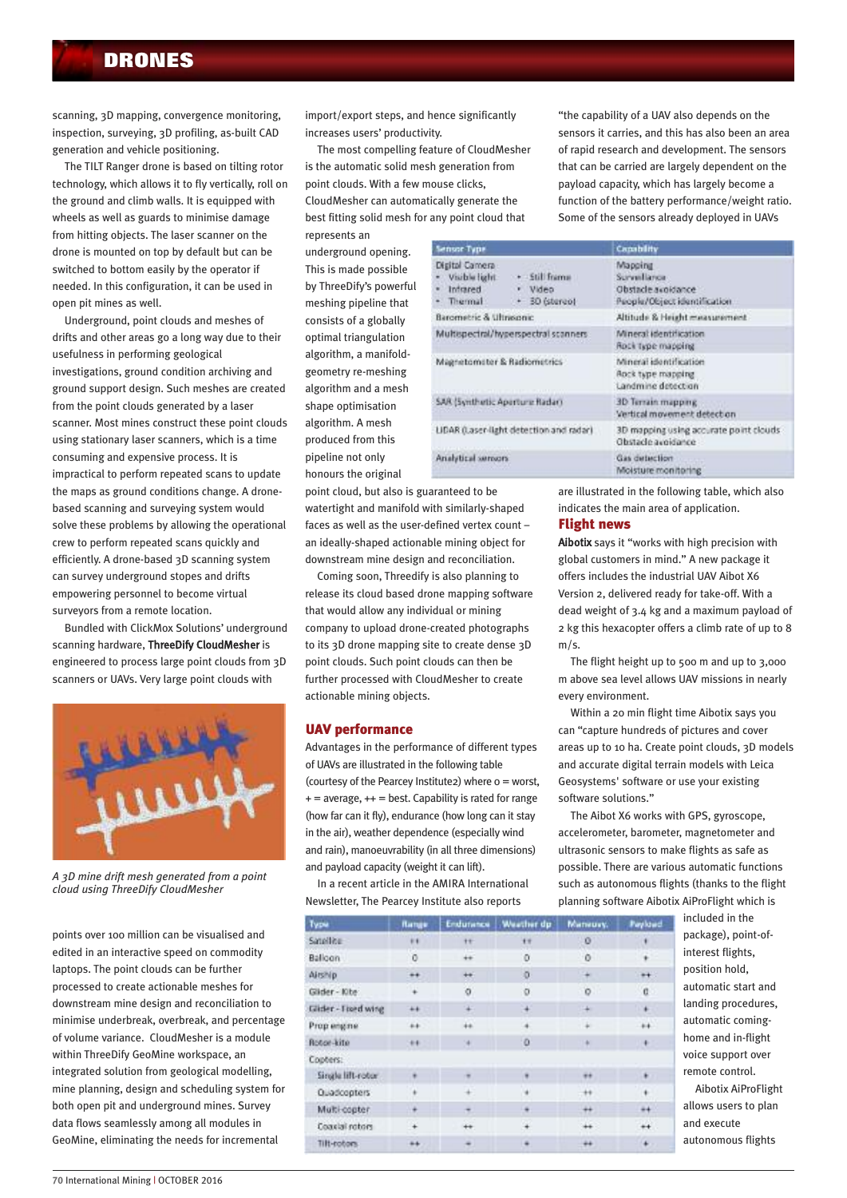scanning, 3D mapping, convergence monitoring, inspection, surveying, 3D profiling, as-built CAD generation and vehicle positioning.

The TILT Ranger drone is based on tilting rotor technology, which allows it to fly vertically, roll on the ground and climb walls. It is equipped with wheels as well as guards to minimise damage from hitting objects. The laser scanner on the drone is mounted on top by default but can be switched to bottom easily by the operator if needed. In this configuration, it can be used in open pit mines as well.

Underground, point clouds and meshes of drifts and other areas go a long way due to their usefulness in performing geological investigations, ground condition archiving and ground support design. Such meshes are created from the point clouds generated by a laser scanner. Most mines construct these point clouds using stationary laser scanners, which is a time consuming and expensive process. It is impractical to perform repeated scans to update the maps as ground conditions change. A drone-based scanning and surveying system would solve these problems by allowing the operational crew to perform repeated scans quickly and efficiently. A drone-based 3D scanning system can survey underground stopes and drifts empowering personnel to become virtual surveyors from a remote location.

Bundled with ClickMox Solutions' underground scanning hardware, **ThreeDify CloudMesher** is engineered to process large point clouds from 3D scanners or UAVs. Very large point clouds with points over 100 million can be visualised and edited in an interactive speed on commodity laptops. The point clouds can be further processed to create actionable meshes for downstream mine design and reconciliation to minimise underbreak, overbreak, and percentage of volume variance. CloudMesher is a module within ThreeDify GeoMine workspace, an integrated solution from geological modelling, mine planning, design and scheduling system for both open pit and underground mines. Survey data flows seamlessly among all modules in GeoMine, eliminating the needs for incremental import/export steps, and hence significantly increases users' productivity.

*A 3D mine drift mesh generated from a point cloud using ThreeDify CloudMesher*

The most compelling feature of CloudMesher is the automatic solid mesh generation from point clouds. With a few mouse clicks, CloudMesher can automatically generate the best fitting solid mesh for any point cloud that represents an underground opening. This is made possible by ThreeDify's powerful meshing pipeline that consists of a globally optimal triangulation algorithm, a manifold-geometry re-meshing algorithm and a mesh shape optimisation algorithm. A mesh produced from this pipeline not only honours the original point cloud, but also is guaranteed to be watertight and manifold with similarly-shaped faces as well as the user-defined vertex count – an ideally-shaped actionable mining object for downstream mine design and reconciliation.

Coming soon, Threedify is also planning to release its cloud based drone mapping software that would allow any individual or mining company to upload drone-created photographs to its 3D drone mapping site to create dense 3D point clouds. Such point clouds can then be further processed with CloudMesher to create actionable mining objects.

## UAV performance

Advantages in the performance of different types of UAVs are illustrated in the following table (courtesy of the Pearcey Institute2) where o = worst, + = average, ++ = best. Capability is rated for range (how far can it fly), endurance (how long can it stay in the air), weather dependence (especially wind and rain), manoeuvrability (in all three dimensions) and payload capacity (weight it can lift).

| Type | Range | Endurance | Weather dp | Manouvr. | Payload |
|---|---|---|---|---|---|
| Satellite | ++ | ++ | ++ | 0 | + |
| Balloon | 0 | ++ | 0 | 0 | + |
| Airship | ++ | ++ | 0 | + | ++ |
| Glider - Kite | + | 0 | 0 | 0 | 0 |
| Glider - Fixed wing | ++ | + | + | + | + |
| Prop engine | ++ | ++ | + | + | ++ |
| Rotor-kite | ++ | + | 0 | + | + |
| Copters: | | | | | |
| Single lift-rotor | + | + | + | ++ | + |
| Quadcopters | + | + | + | ++ | + |
| Multi-copter | + | + | + | ++ | ++ |
| Coaxial rotors | + | ++ | + | ++ | ++ |
| Tilt-rotors | ++ | + | + | ++ | + |

In a recent article in the AMIRA International Newsletter, The Pearcey Institute also reports "the capability of a UAV also depends on the sensors it carries, and this has also been an area of rapid research and development. The sensors that can be carried are largely dependent on the payload capacity, which has largely become a function of the battery performance/weight ratio. Some of the sensors already deployed in UAVs are illustrated in the following table, which also indicates the main area of application.

| Sensor Type | Capability |
|---|---|
| Digital Camera<br>• Visible light • Still frame<br>• Infrared • Video<br>• Thermal • 3D (stereo) | Mapping<br>Surveillance<br>Obstacle avoidance<br>People/Object identification |
| Barometric & Ultrasonic | Altitude & Height measurement |
| Multispectral/hyperspectral scanners | Mineral identification<br>Rock type mapping |
| Magnetometer & Radiometrics | Mineral identification<br>Rock type mapping<br>Landmine detection |
| SAR (Synthetic Aperture Radar) | 3D Terrain mapping<br>Vertical movement detection |
| LIDAR (Laser-light detection and radar) | 3D mapping using accurate point clouds<br>Obstacle avoidance |
| Analytical sensors | Gas detection<br>Moisture monitoring |

## Flight news

**Aibotix** says it "works with high precision with global customers in mind." A new package it offers includes the industrial UAV Aibot X6 Version 2, delivered ready for take-off. With a dead weight of 3.4 kg and a maximum payload of 2 kg this hexacopter offers a climb rate of up to 8 m/s.

The flight height up to 500 m and up to 3,000 m above sea level allows UAV missions in nearly every environment.

Within a 20 min flight time Aibotix says you can "capture hundreds of pictures and cover areas up to 10 ha. Create point clouds, 3D models and accurate digital terrain models with Leica Geosystems' software or use your existing software solutions."

The Aibot X6 works with GPS, gyroscope, accelerometer, barometer, magnetometer and ultrasonic sensors to make flights as safe as possible. There are various automatic functions such as autonomous flights (thanks to the flight planning software Aibotix AiProFlight which is included in the package), point-of-interest flights, position hold, automatic start and landing procedures, automatic coming-home and in-flight voice support over remote control.

Aibotix AiProFlight allows users to plan and execute autonomous flights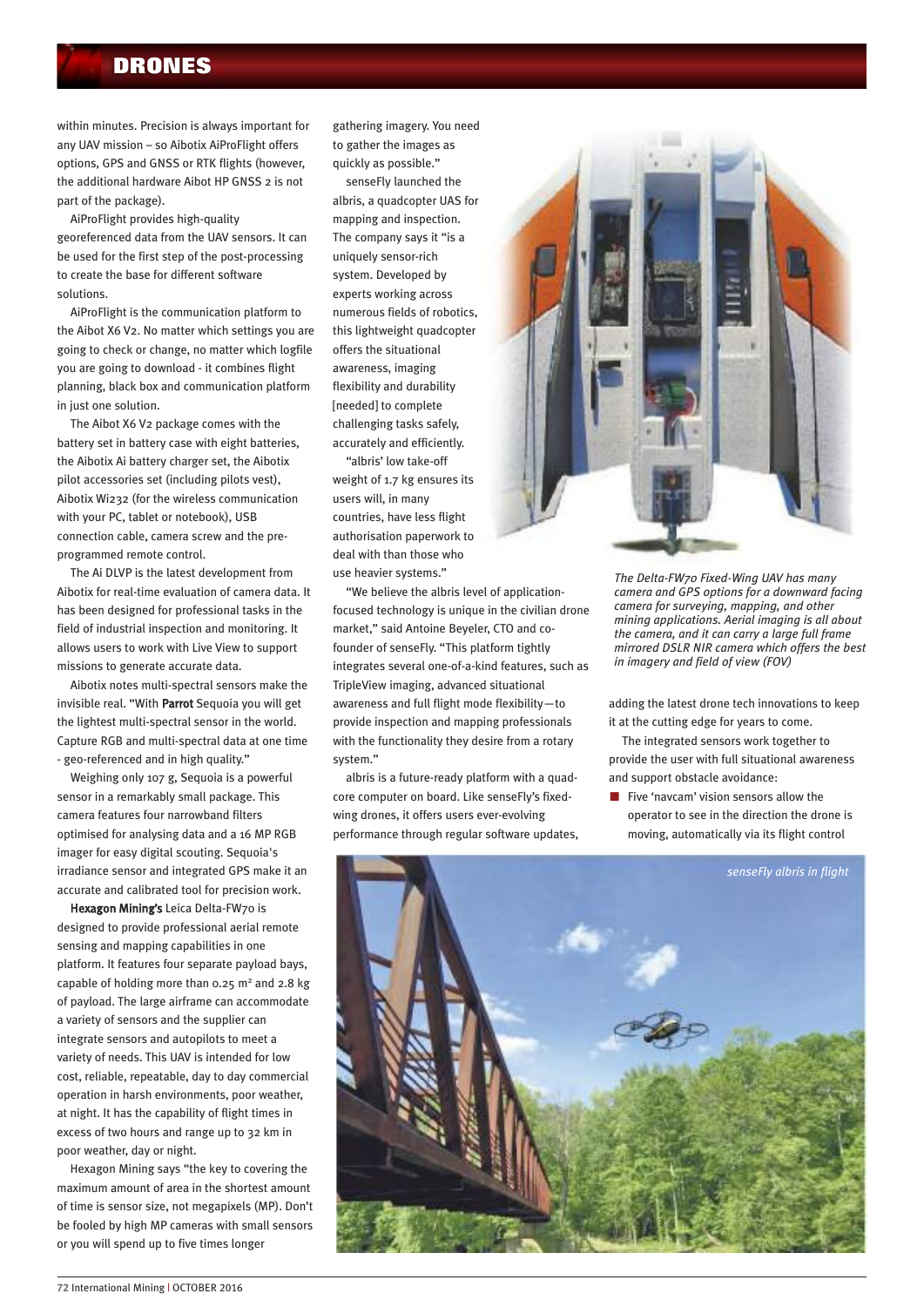within minutes. Precision is always important for any UAV mission – so Aibotix AiProFlight offers options, GPS and GNSS or RTK flights (however, the additional hardware Aibot HP GNSS 2 is not part of the package).

AiProFlight provides high-quality georeferenced data from the UAV sensors. It can be used for the first step of the post-processing to create the base for different software solutions.

AiProFlight is the communication platform to the Aibot X6 V2. No matter which settings you are going to check or change, no matter which logfile you are going to download - it combines flight planning, black box and communication platform in just one solution.

The Aibot X6 V2 package comes with the battery set in battery case with eight batteries, the Aibotix Ai battery charger set, the Aibotix pilot accessories set (including pilots vest), Aibotix Wi232 (for the wireless communication with your PC, tablet or notebook), USB connection cable, camera screw and the pre-programmed remote control.

The Ai DLVP is the latest development from Aibotix for real-time evaluation of camera data. It has been designed for professional tasks in the field of industrial inspection and monitoring. It allows users to work with Live View to support missions to generate accurate data.

Aibotix notes multi-spectral sensors make the invisible real. "With **Parrot** Sequoia you will get the lightest multi-spectral sensor in the world. Capture RGB and multi-spectral data at one time - geo-referenced and in high quality."

Weighing only 107 g, Sequoia is a powerful sensor in a remarkably small package. This camera features four narrowband filters optimised for analysing data and a 16 MP RGB imager for easy digital scouting. Sequoia's irradiance sensor and integrated GPS make it an accurate and calibrated tool for precision work.

**Hexagon Mining's** Leica Delta-FW70 is designed to provide professional aerial remote sensing and mapping capabilities in one platform. It features four separate payload bays, capable of holding more than 0.25 m² and 2.8 kg of payload. The large airframe can accommodate a variety of sensors and the supplier can integrate sensors and autopilots to meet a variety of needs. This UAV is intended for low cost, reliable, repeatable, day to day commercial operation in harsh environments, poor weather, at night. It has the capability of flight times in excess of two hours and range up to 32 km in poor weather, day or night.

Hexagon Mining says "the key to covering the maximum amount of area in the shortest amount of time is sensor size, not megapixels (MP). Don't be fooled by high MP cameras with small sensors or you will spend up to five times longer gathering imagery. You need to gather the images as quickly as possible."

senseFly launched the albris, a quadcopter UAS for mapping and inspection. The company says it "is a uniquely sensor-rich system. Developed by experts working across numerous fields of robotics, this lightweight quadcopter offers the situational awareness, imaging flexibility and durability [needed] to complete challenging tasks safely, accurately and efficiently.

"albris' low take-off weight of 1.7 kg ensures its users will, in many countries, have less flight authorisation paperwork to deal with than those who use heavier systems."

"We believe the albris level of application-focused technology is unique in the civilian drone market," said Antoine Beyeler, CTO and co-founder of senseFly. "This platform tightly integrates several one-of-a-kind features, such as TripleView imaging, advanced situational awareness and full flight mode flexibility—to provide inspection and mapping professionals with the functionality they desire from a rotary system."

albris is a future-ready platform with a quad-core computer on board. Like senseFly's fixed-wing drones, it offers users ever-evolving performance through regular software updates, adding the latest drone tech innovations to keep it at the cutting edge for years to come.

*The Delta-FW70 Fixed-Wing UAV has many camera and GPS options for a downward facing camera for surveying, mapping, and other mining applications. Aerial imaging is all about the camera, and it can carry a large full frame mirrored DSLR NIR camera which offers the best in imagery and field of view (FOV)*

The integrated sensors work together to provide the user with full situational awareness and support obstacle avoidance:

- Five 'navcam' vision sensors allow the operator to see in the direction the drone is moving, automatically via its flight control

*senseFly albris in flight*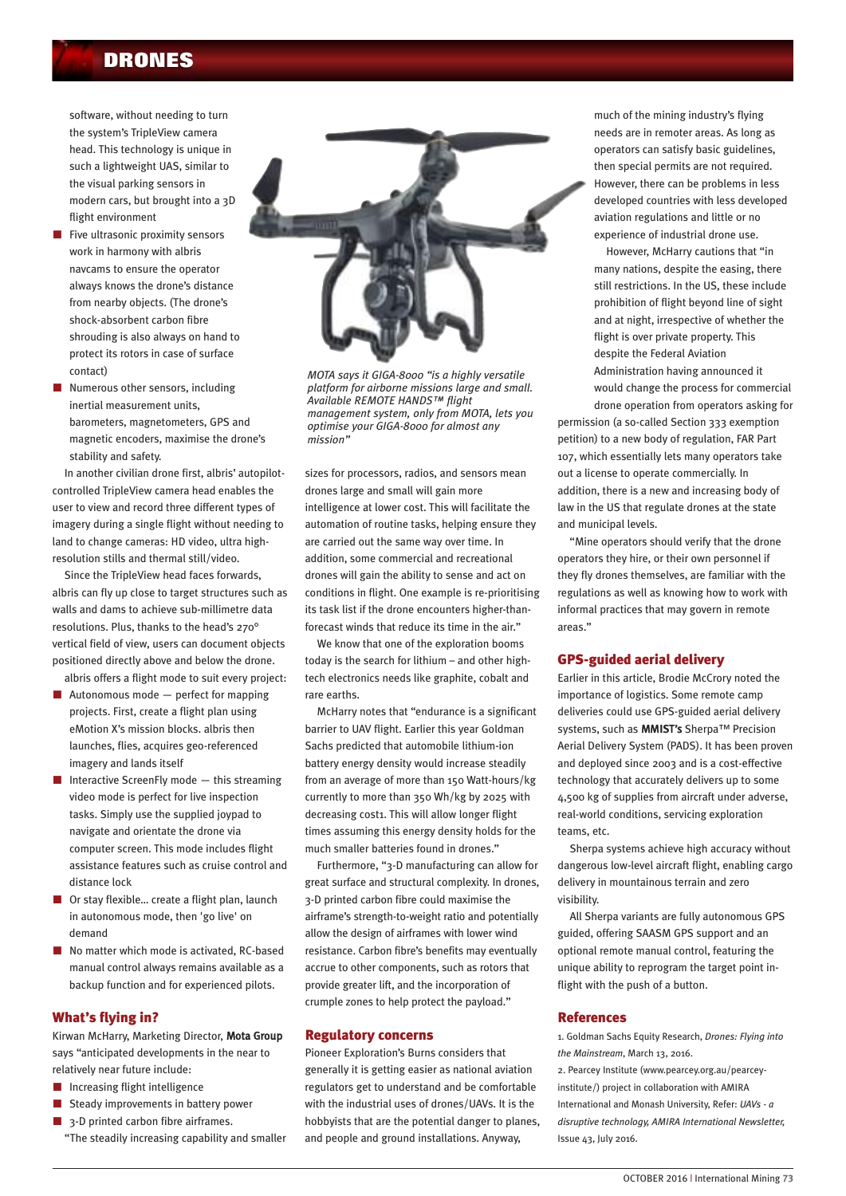software, without needing to turn the system's TripleView camera head. This technology is unique in such a lightweight UAS, similar to the visual parking sensors in modern cars, but brought into a 3D flight environment

- Five ultrasonic proximity sensors work in harmony with albris navcams to ensure the operator always knows the drone's distance from nearby objects. (The drone's shock-absorbent carbon fibre shrouding is also always on hand to protect its rotors in case of surface contact)
- Numerous other sensors, including inertial measurement units, barometers, magnetometers, GPS and magnetic encoders, maximise the drone's stability and safety.

In another civilian drone first, albris' autopilot-controlled TripleView camera head enables the user to view and record three different types of imagery during a single flight without needing to land to change cameras: HD video, ultra high-resolution stills and thermal still/video.

Since the TripleView head faces forwards, albris can fly up close to target structures such as walls and dams to achieve sub-millimetre data resolutions. Plus, thanks to the head's 270° vertical field of view, users can document objects positioned directly above and below the drone.

albris offers a flight mode to suit every project:

- Autonomous mode — perfect for mapping projects. First, create a flight plan using eMotion X's mission blocks. albris then launches, flies, acquires geo-referenced imagery and lands itself
- Interactive ScreenFly mode — this streaming video mode is perfect for live inspection tasks. Simply use the supplied joypad to navigate and orientate the drone via computer screen. This mode includes flight assistance features such as cruise control and distance lock
- Or stay flexible… create a flight plan, launch in autonomous mode, then 'go live' on demand
- No matter which mode is activated, RC-based manual control always remains available as a backup function and for experienced pilots.

## What's flying in?

Kirwan McHarry, Marketing Director, **Mota Group** says "anticipated developments in the near to relatively near future include:

- Increasing flight intelligence
- Steady improvements in battery power
- 3-D printed carbon fibre airframes.

"The steadily increasing capability and smaller sizes for processors, radios, and sensors mean drones large and small will gain more intelligence at lower cost. This will facilitate the automation of routine tasks, helping ensure they are carried out the same way over time. In addition, some commercial and recreational drones will gain the ability to sense and act on conditions in flight. One example is re-prioritising its task list if the drone encounters higher-than-forecast winds that reduce its time in the air."

*MOTA says it GIGA-8000 "is a highly versatile platform for airborne missions large and small. Available REMOTE HANDS™ flight management system, only from MOTA, lets you optimise your GIGA-8000 for almost any mission"*

We know that one of the exploration booms today is the search for lithium – and other high-tech electronics needs like graphite, cobalt and rare earths.

McHarry notes that "endurance is a significant barrier to UAV flight. Earlier this year Goldman Sachs predicted that automobile lithium-ion battery energy density would increase steadily from an average of more than 150 Watt-hours/kg currently to more than 350 Wh/kg by 2025 with decreasing cost1. This will allow longer flight times assuming this energy density holds for the much smaller batteries found in drones."

Furthermore, "3-D manufacturing can allow for great surface and structural complexity. In drones, 3-D printed carbon fibre could maximise the airframe's strength-to-weight ratio and potentially allow the design of airframes with lower wind resistance. Carbon fibre's benefits may eventually accrue to other components, such as rotors that provide greater lift, and the incorporation of crumple zones to help protect the payload."

## Regulatory concerns

Pioneer Exploration's Burns considers that generally it is getting easier as national aviation regulators get to understand and be comfortable with the industrial uses of drones/UAVs. It is the hobbyists that are the potential danger to planes, and people and ground installations. Anyway, much of the mining industry's flying needs are in remoter areas. As long as operators can satisfy basic guidelines, then special permits are not required. However, there can be problems in less developed countries with less developed aviation regulations and little or no experience of industrial drone use.

However, McHarry cautions that "in many nations, despite the easing, there still restrictions. In the US, these include prohibition of flight beyond line of sight and at night, irrespective of whether the flight is over private property. This despite the Federal Aviation Administration having announced it would change the process for commercial drone operation from operators asking for permission (a so-called Section 333 exemption petition) to a new body of regulation, FAR Part 107, which essentially lets many operators take out a license to operate commercially. In addition, there is a new and increasing body of law in the US that regulate drones at the state and municipal levels.

"Mine operators should verify that the drone operators they hire, or their own personnel if they fly drones themselves, are familiar with the regulations as well as knowing how to work with informal practices that may govern in remote areas."

## GPS-guided aerial delivery

Earlier in this article, Brodie McCrory noted the importance of logistics. Some remote camp deliveries could use GPS-guided aerial delivery systems, such as **MMIST's** Sherpa™ Precision Aerial Delivery System (PADS). It has been proven and deployed since 2003 and is a cost-effective technology that accurately delivers up to some 4,500 kg of supplies from aircraft under adverse, real-world conditions, servicing exploration teams, etc.

Sherpa systems achieve high accuracy without dangerous low-level aircraft flight, enabling cargo delivery in mountainous terrain and zero visibility.

All Sherpa variants are fully autonomous GPS guided, offering SAASM GPS support and an optional remote manual control, featuring the unique ability to reprogram the target point in-flight with the push of a button.

## References

1. Goldman Sachs Equity Research, *Drones: Flying into the Mainstream*, March 13, 2016.

2. Pearcey Institute (www.pearcey.org.au/pearcey-institute/) project in collaboration with AMIRA International and Monash University, Refer: *UAVs - a disruptive technology, AMIRA International Newsletter*, Issue 43, July 2016.